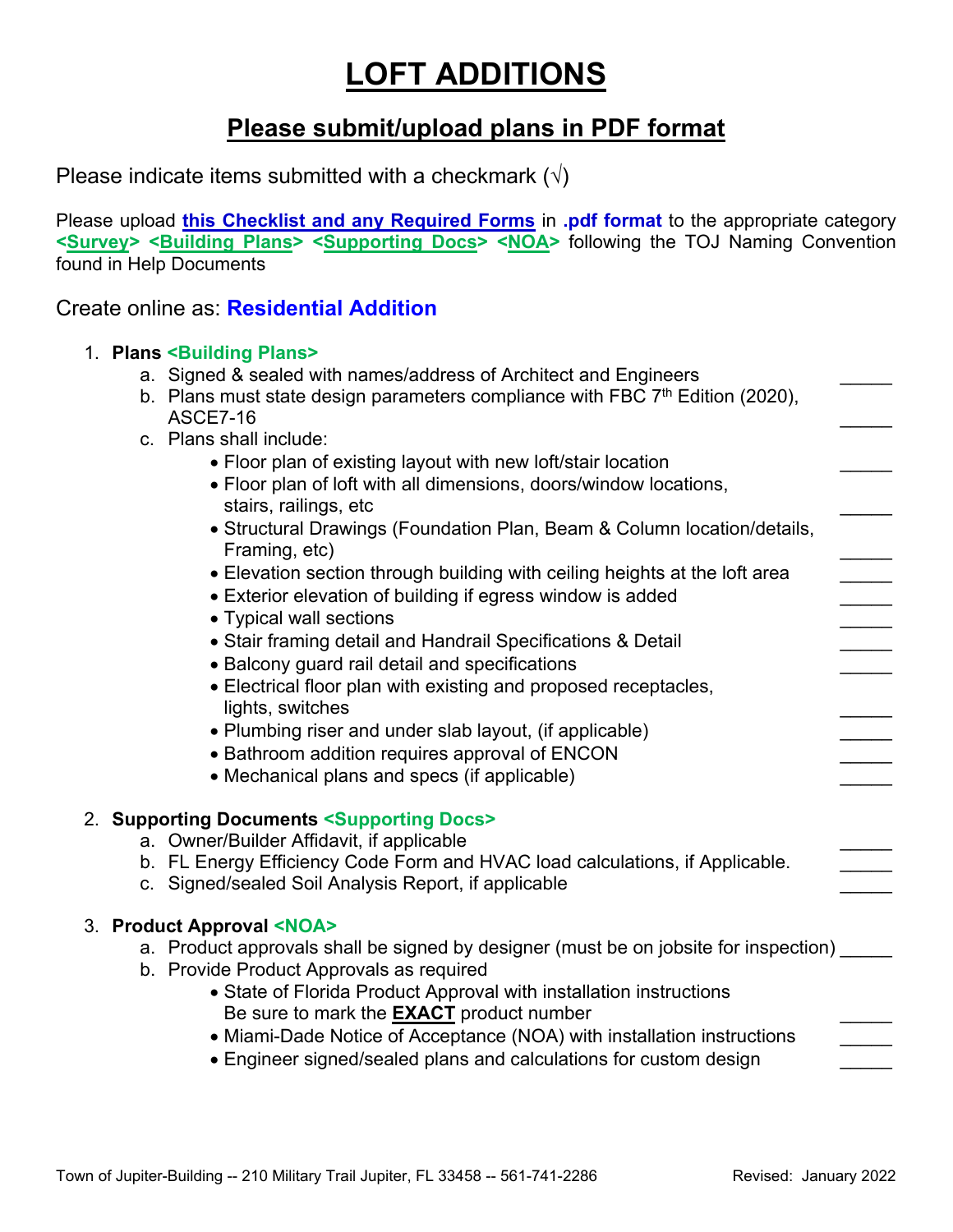# LOFT ADDITIONS

## Please submit/upload plans in PDF format

Please indicate items submitted with a checkmark (√)

Please upload **this Checklist and any Required Forms** in **.pdf format** to the appropriate category **<Survey> <Building Plans> <Supporting Docs> <NOA>** following the TOJ Naming Convention found in Help Documents

Create online as: **Residential Addition**

1. **Plans <Building Plans>**
   a. Signed & sealed with names/address of Architect and Engineers _____
   b. Plans must state design parameters compliance with FBC 7th Edition (2020), ASCE7-16 _____
   c. Plans shall include:
      - Floor plan of existing layout with new loft/stair location _____
      - Floor plan of loft with all dimensions, doors/window locations, stairs, railings, etc _____
      - Structural Drawings (Foundation Plan, Beam & Column location/details, Framing, etc) _____
      - Elevation section through building with ceiling heights at the loft area _____
      - Exterior elevation of building if egress window is added _____
      - Typical wall sections _____
      - Stair framing detail and Handrail Specifications & Detail _____
      - Balcony guard rail detail and specifications _____
      - Electrical floor plan with existing and proposed receptacles, lights, switches _____
      - Plumbing riser and under slab layout, (if applicable) _____
      - Bathroom addition requires approval of ENCON _____
      - Mechanical plans and specs (if applicable) _____

2. **Supporting Documents <Supporting Docs>**
   a. Owner/Builder Affidavit, if applicable _____
   b. FL Energy Efficiency Code Form and HVAC load calculations, if Applicable. _____
   c. Signed/sealed Soil Analysis Report, if applicable _____

3. **Product Approval <NOA>**
   a. Product approvals shall be signed by designer (must be on jobsite for inspection) _____
   b. Provide Product Approvals as required
      - State of Florida Product Approval with installation instructions Be sure to mark the **EXACT** product number _____
      - Miami-Dade Notice of Acceptance (NOA) with installation instructions _____
      - Engineer signed/sealed plans and calculations for custom design _____

Town of Jupiter-Building -- 210 Military Trail Jupiter, FL 33458 -- 561-741-2286 Revised: January 2022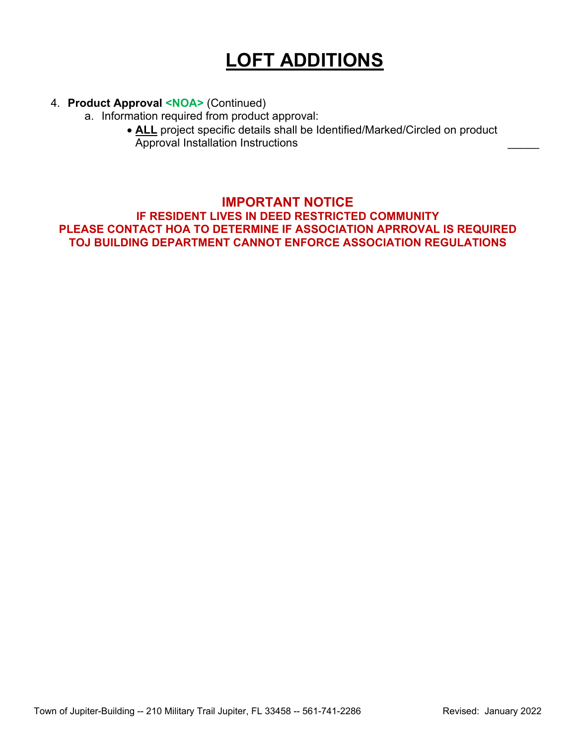# LOFT ADDITIONS

4. **Product Approval <NOA>** (Continued)
   a. Information required from product approval:
      - **ALL** project specific details shall be Identified/Marked/Circled on product Approval Installation Instructions _____

## IMPORTANT NOTICE

**IF RESIDENT LIVES IN DEED RESTRICTED COMMUNITY**
**PLEASE CONTACT HOA TO DETERMINE IF ASSOCIATION APRROVAL IS REQUIRED**
**TOJ BUILDING DEPARTMENT CANNOT ENFORCE ASSOCIATION REGULATIONS**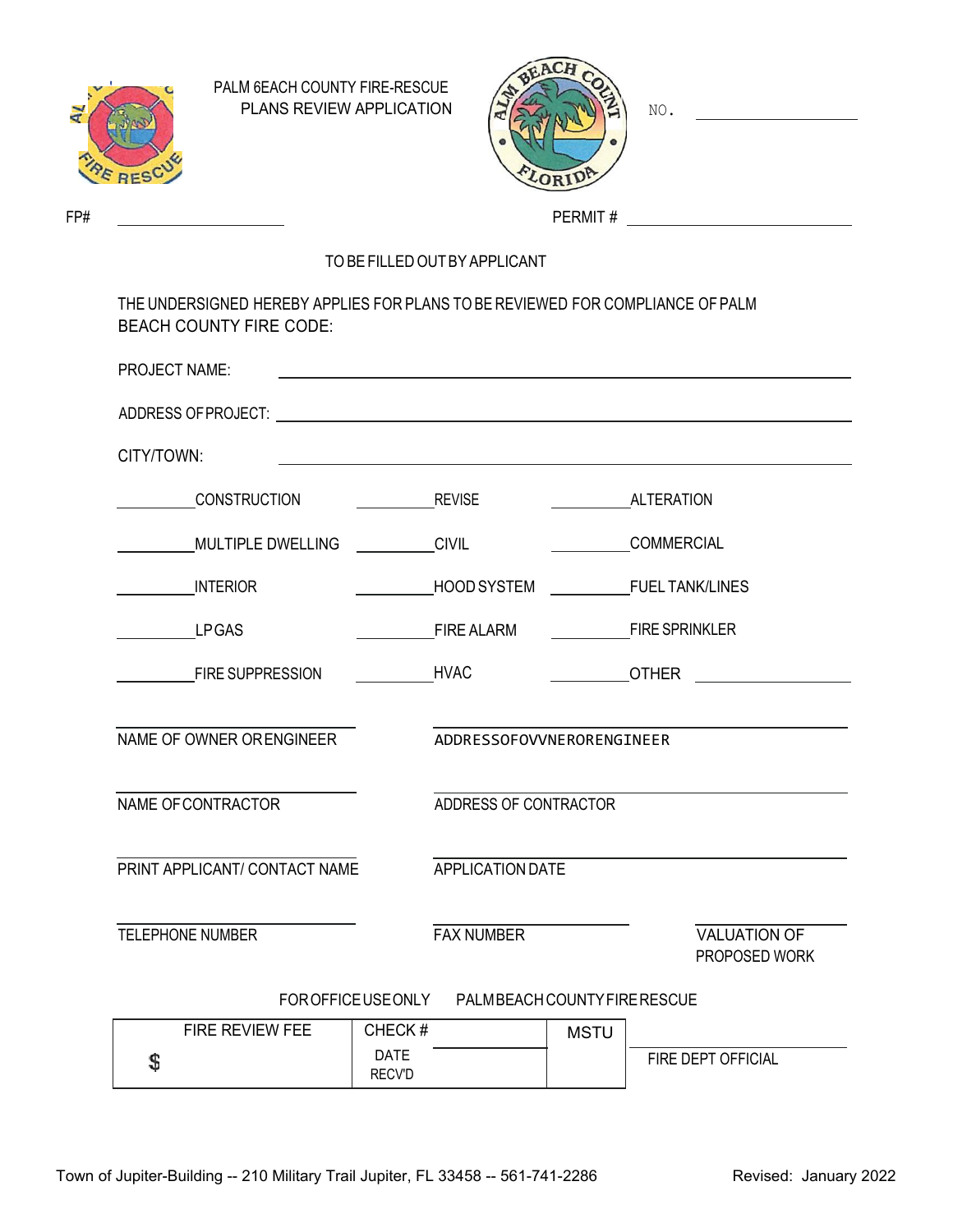PALM 6EACH COUNTY FIRE-RESCUE
PLANS REVIEW APPLICATION

NO. ____________

FP# ____________ PERMIT # ____________

TO BE FILLED OUT BY APPLICANT

THE UNDERSIGNED HEREBY APPLIES FOR PLANS TO BE REVIEWED FOR COMPLIANCE OF PALM BEACH COUNTY FIRE CODE:

PROJECT NAME: ____________

ADDRESS OF PROJECT: ____________

CITY/TOWN: ____________

| | | |
|---|---|---|
| ______ CONSTRUCTION | ______ REVISE | ______ ALTERATION |
| ______ MULTIPLE DWELLING | ______ CIVIL | ______ COMMERCIAL |
| ______ INTERIOR | ______ HOOD SYSTEM | ______ FUEL TANK/LINES |
| ______ LP GAS | ______ FIRE ALARM | ______ FIRE SPRINKLER |
| ______ FIRE SUPPRESSION | ______ HVAC | ______ OTHER ______ |

____________ NAME OF OWNER OR ENGINEER

____________ ADDRESSOFOVVNERORENGINEER

____________ NAME OF CONTRACTOR

____________ ADDRESS OF CONTRACTOR

____________ PRINT APPLICANT/ CONTACT NAME

____________ APPLICATION DATE

____________ TELEPHONE NUMBER

____________ FAX NUMBER

____________ VALUATION OF PROPOSED WORK

FOR OFFICE USE ONLY PALM BEACH COUNTY FIRE RESCUE

| FIRE REVIEW FEE | CHECK # | MSTU | |
|---|---|---|---|
| $ | DATE RECV'D | | FIRE DEPT OFFICIAL |

Town of Jupiter-Building -- 210 Military Trail Jupiter, FL 33458 -- 561-741-2286

Revised: January 2022